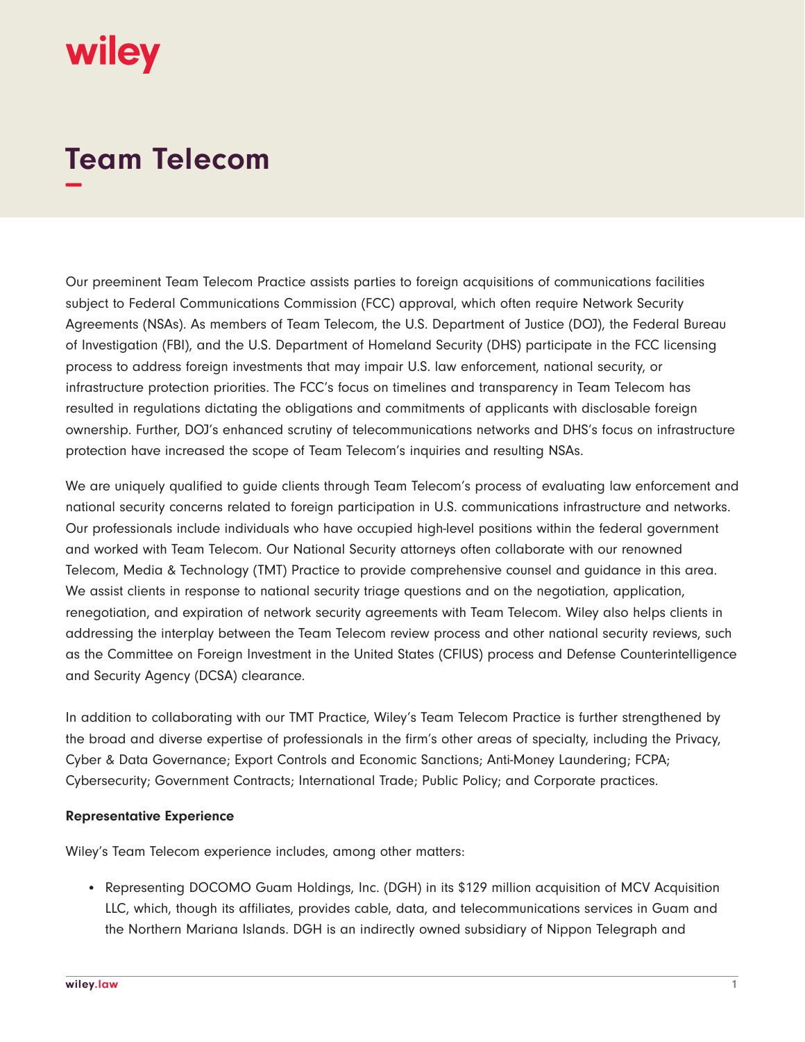# Team Telecom

Our preeminent Team Telecom Practice assists parties to foreign acquisitions of communications facilities subject to Federal Communications Commission (FCC) approval, which often require Network Security Agreements (NSAs). As members of Team Telecom, the U.S. Department of Justice (DOJ), the Federal Bureau of Investigation (FBI), and the U.S. Department of Homeland Security (DHS) participate in the FCC licensing process to address foreign investments that may impair U.S. law enforcement, national security, or infrastructure protection priorities. The FCC's focus on timelines and transparency in Team Telecom has resulted in regulations dictating the obligations and commitments of applicants with disclosable foreign ownership. Further, DOJ's enhanced scrutiny of telecommunications networks and DHS's focus on infrastructure protection have increased the scope of Team Telecom's inquiries and resulting NSAs.

We are uniquely qualified to guide clients through Team Telecom's process of evaluating law enforcement and national security concerns related to foreign participation in U.S. communications infrastructure and networks. Our professionals include individuals who have occupied high-level positions within the federal government and worked with Team Telecom. Our National Security attorneys often collaborate with our renowned Telecom, Media & Technology (TMT) Practice to provide comprehensive counsel and guidance in this area. We assist clients in response to national security triage questions and on the negotiation, application, renegotiation, and expiration of network security agreements with Team Telecom. Wiley also helps clients in addressing the interplay between the Team Telecom review process and other national security reviews, such as the Committee on Foreign Investment in the United States (CFIUS) process and Defense Counterintelligence and Security Agency (DCSA) clearance.

In addition to collaborating with our TMT Practice, Wiley's Team Telecom Practice is further strengthened by the broad and diverse expertise of professionals in the firm's other areas of specialty, including the Privacy, Cyber & Data Governance; Export Controls and Economic Sanctions; Anti-Money Laundering; FCPA; Cybersecurity; Government Contracts; International Trade; Public Policy; and Corporate practices.

**Representative Experience**

Wiley's Team Telecom experience includes, among other matters:

- Representing DOCOMO Guam Holdings, Inc. (DGH) in its $129 million acquisition of MCV Acquisition LLC, which, though its affiliates, provides cable, data, and telecommunications services in Guam and the Northern Mariana Islands. DGH is an indirectly owned subsidiary of Nippon Telegraph and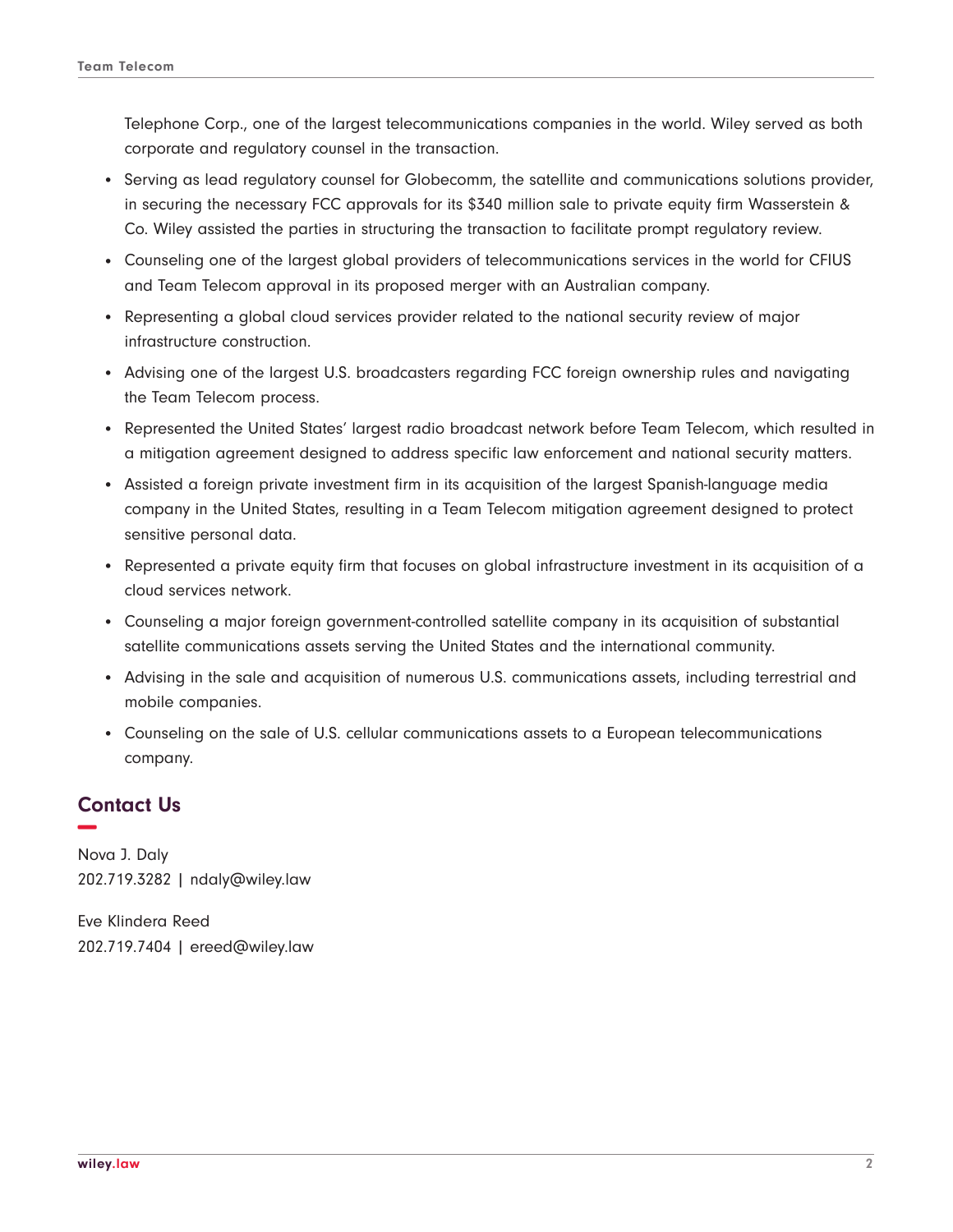Telephone Corp., one of the largest telecommunications companies in the world. Wiley served as both corporate and regulatory counsel in the transaction.

- Serving as lead regulatory counsel for Globecomm, the satellite and communications solutions provider, in securing the necessary FCC approvals for its $340 million sale to private equity firm Wasserstein & Co. Wiley assisted the parties in structuring the transaction to facilitate prompt regulatory review.
- Counseling one of the largest global providers of telecommunications services in the world for CFIUS and Team Telecom approval in its proposed merger with an Australian company.
- Representing a global cloud services provider related to the national security review of major infrastructure construction.
- Advising one of the largest U.S. broadcasters regarding FCC foreign ownership rules and navigating the Team Telecom process.
- Represented the United States' largest radio broadcast network before Team Telecom, which resulted in a mitigation agreement designed to address specific law enforcement and national security matters.
- Assisted a foreign private investment firm in its acquisition of the largest Spanish-language media company in the United States, resulting in a Team Telecom mitigation agreement designed to protect sensitive personal data.
- Represented a private equity firm that focuses on global infrastructure investment in its acquisition of a cloud services network.
- Counseling a major foreign government-controlled satellite company in its acquisition of substantial satellite communications assets serving the United States and the international community.
- Advising in the sale and acquisition of numerous U.S. communications assets, including terrestrial and mobile companies.
- Counseling on the sale of U.S. cellular communications assets to a European telecommunications company.

## Contact Us

Nova J. Daly
202.719.3282 | ndaly@wiley.law

Eve Klindera Reed
202.719.7404 | ereed@wiley.law